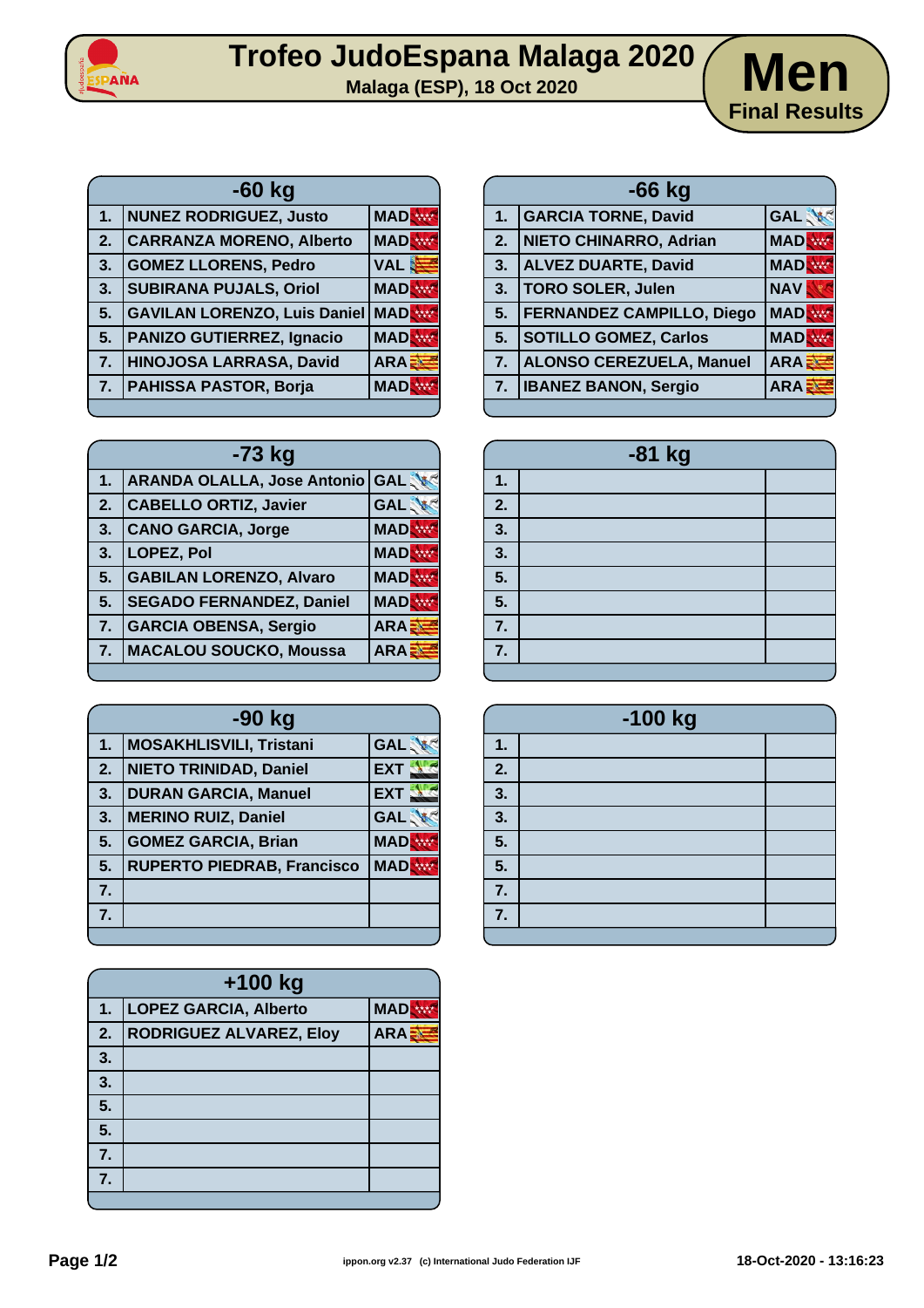# Trofeo JudoEspana Malaga 2020

Malaga (ESP), 18 Oct 2020

## Men

Final Results

### -60 kg

| | | |
|---|---|---|
| 1. | NUNEZ RODRIGUEZ, Justo | MAD |
| 2. | CARRANZA MORENO, Alberto | MAD |
| 3. | GOMEZ LLORENS, Pedro | VAL |
| 3. | SUBIRANA PUJALS, Oriol | MAD |
| 5. | GAVILAN LORENZO, Luis Daniel | MAD |
| 5. | PANIZO GUTIERREZ, Ignacio | MAD |
| 7. | HINOJOSA LARRASA, David | ARA |
| 7. | PAHISSA PASTOR, Borja | MAD |

### -66 kg

| | | |
|---|---|---|
| 1. | GARCIA TORNE, David | GAL |
| 2. | NIETO CHINARRO, Adrian | MAD |
| 3. | ALVEZ DUARTE, David | MAD |
| 3. | TORO SOLER, Julen | NAV |
| 5. | FERNANDEZ CAMPILLO, Diego | MAD |
| 5. | SOTILLO GOMEZ, Carlos | MAD |
| 7. | ALONSO CEREZUELA, Manuel | ARA |
| 7. | IBANEZ BANON, Sergio | ARA |

### -73 kg

| | | |
|---|---|---|
| 1. | ARANDA OLALLA, Jose Antonio | GAL |
| 2. | CABELLO ORTIZ, Javier | GAL |
| 3. | CANO GARCIA, Jorge | MAD |
| 3. | LOPEZ, Pol | MAD |
| 5. | GABILAN LORENZO, Alvaro | MAD |
| 5. | SEGADO FERNANDEZ, Daniel | MAD |
| 7. | GARCIA OBENSA, Sergio | ARA |
| 7. | MACALOU SOUCKO, Moussa | ARA |

### -81 kg

| | | |
|---|---|---|
| 1. | | |
| 2. | | |
| 3. | | |
| 3. | | |
| 5. | | |
| 5. | | |
| 7. | | |
| 7. | | |

### -90 kg

| | | |
|---|---|---|
| 1. | MOSAKHLISVILI, Tristani | GAL |
| 2. | NIETO TRINIDAD, Daniel | EXT |
| 3. | DURAN GARCIA, Manuel | EXT |
| 3. | MERINO RUIZ, Daniel | GAL |
| 5. | GOMEZ GARCIA, Brian | MAD |
| 5. | RUPERTO PIEDRAB, Francisco | MAD |
| 7. | | |
| 7. | | |

### -100 kg

| | | |
|---|---|---|
| 1. | | |
| 2. | | |
| 3. | | |
| 3. | | |
| 5. | | |
| 5. | | |
| 7. | | |
| 7. | | |

### +100 kg

| | | |
|---|---|---|
| 1. | LOPEZ GARCIA, Alberto | MAD |
| 2. | RODRIGUEZ ALVAREZ, Eloy | ARA |
| 3. | | |
| 3. | | |
| 5. | | |
| 5. | | |
| 7. | | |
| 7. | | |

ippon.org v2.37 (c) International Judo Federation IJF

18-Oct-2020 - 13:16:23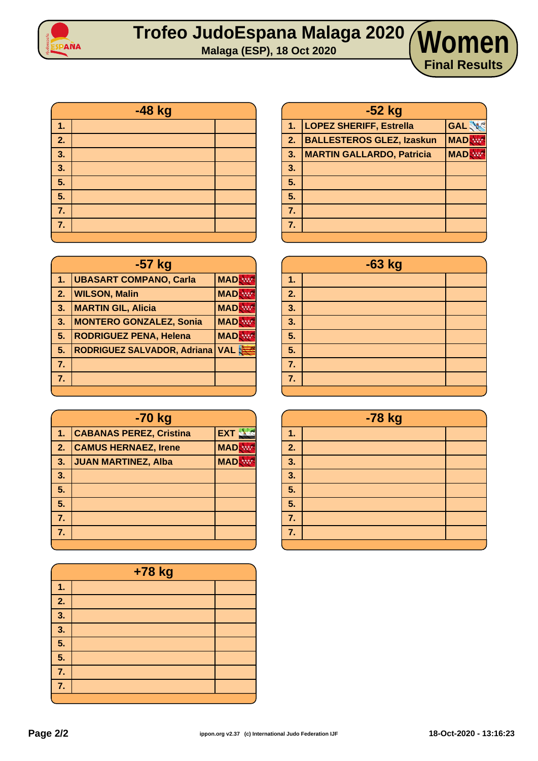# Trofeo JudoEspana Malaga 2020

Malaga (ESP), 18 Oct 2020

## Women

Final Results

### -48 kg

| | | |
|---|---|---|
| 1. | | |
| 2. | | |
| 3. | | |
| 3. | | |
| 5. | | |
| 5. | | |
| 7. | | |
| 7. | | |

### -52 kg

| | | |
|---|---|---|
| 1. | LOPEZ SHERIFF, Estrella | GAL |
| 2. | BALLESTEROS GLEZ, Izaskun | MAD |
| 3. | MARTIN GALLARDO, Patricia | MAD |
| 3. | | |
| 5. | | |
| 5. | | |
| 7. | | |
| 7. | | |

### -57 kg

| | | |
|---|---|---|
| 1. | UBASART COMPANO, Carla | MAD |
| 2. | WILSON, Malin | MAD |
| 3. | MARTIN GIL, Alicia | MAD |
| 3. | MONTERO GONZALEZ, Sonia | MAD |
| 5. | RODRIGUEZ PENA, Helena | MAD |
| 5. | RODRIGUEZ SALVADOR, Adriana | VAL |
| 7. | | |
| 7. | | |

### -63 kg

| | | |
|---|---|---|
| 1. | | |
| 2. | | |
| 3. | | |
| 3. | | |
| 5. | | |
| 5. | | |
| 7. | | |
| 7. | | |

### -70 kg

| | | |
|---|---|---|
| 1. | CABANAS PEREZ, Cristina | EXT |
| 2. | CAMUS HERNAEZ, Irene | MAD |
| 3. | JUAN MARTINEZ, Alba | MAD |
| 3. | | |
| 5. | | |
| 5. | | |
| 7. | | |
| 7. | | |

### -78 kg

| | | |
|---|---|---|
| 1. | | |
| 2. | | |
| 3. | | |
| 3. | | |
| 5. | | |
| 5. | | |
| 7. | | |
| 7. | | |

### +78 kg

| | | |
|---|---|---|
| 1. | | |
| 2. | | |
| 3. | | |
| 3. | | |
| 5. | | |
| 5. | | |
| 7. | | |
| 7. | | |

ippon.org v2.37 (c) International Judo Federation IJF

18-Oct-2020 - 13:16:23